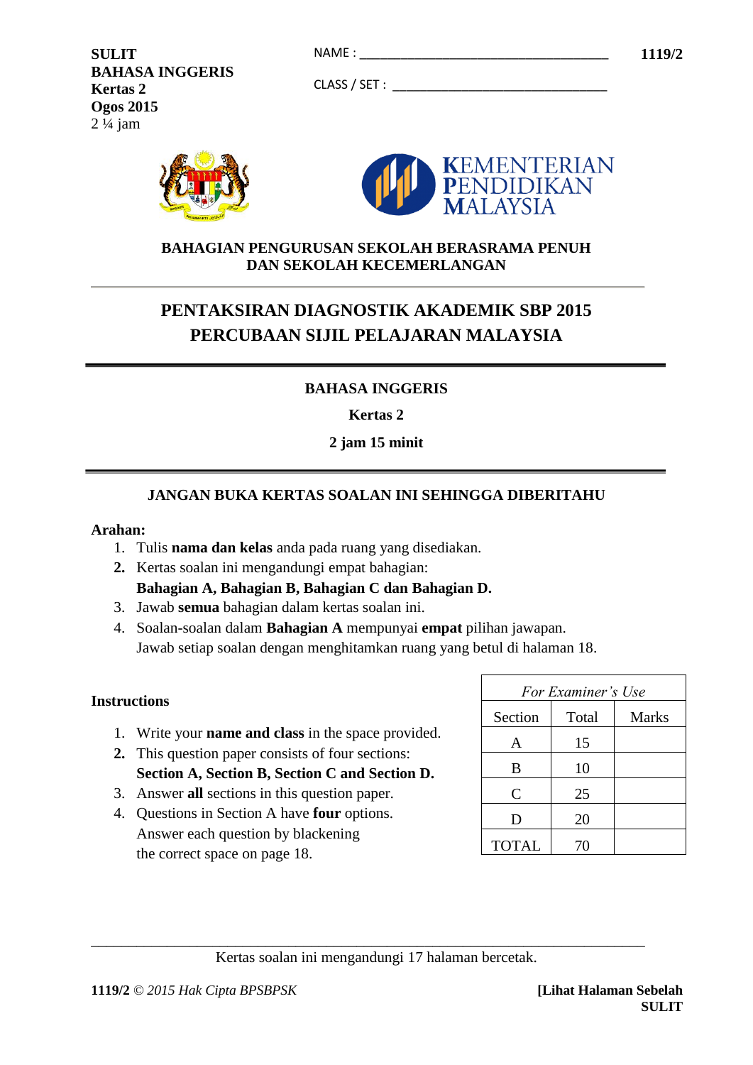**SULIT**
**BAHASA INGGERIS**
**Kertas 2**
**Ogos 2015**
2 ¼ jam

NAME : ___________________________________

CLASS / SET : ______________________________

**1119/2**

KEMENTERIAN PENDIDIKAN MALAYSIA

**BAHAGIAN PENGURUSAN SEKOLAH BERASRAMA PENUH DAN SEKOLAH KECEMERLANGAN**

## PENTAKSIRAN DIAGNOSTIK AKADEMIK SBP 2015
## PERCUBAAN SIJIL PELAJARAN MALAYSIA

**BAHASA INGGERIS**

**Kertas 2**

**2 jam 15 minit**

**JANGAN BUKA KERTAS SOALAN INI SEHINGGA DIBERITAHU**

**Arahan:**

1. Tulis **nama dan kelas** anda pada ruang yang disediakan.
2. Kertas soalan ini mengandungi empat bahagian:
   **Bahagian A, Bahagian B, Bahagian C dan Bahagian D.**
3. Jawab **semua** bahagian dalam kertas soalan ini.
4. Soalan-soalan dalam **Bahagian A** mempunyai **empat** pilihan jawapan.
   Jawab setiap soalan dengan menghitamkan ruang yang betul di halaman 18.

**Instructions**

1. Write your **name and class** in the space provided.
2. This question paper consists of four sections:
   **Section A, Section B, Section C and Section D.**
3. Answer **all** sections in this question paper.
4. Questions in Section A have **four** options.
   Answer each question by blackening the correct space on page 18.

| *For Examiner's Use* | | |
|---|---|---|
| Section | Total | Marks |
| A | 15 | |
| B | 10 | |
| C | 25 | |
| D | 20 | |
| TOTAL | 70 | |

Kertas soalan ini mengandungi 17 halaman bercetak.

**1119/2** © *2015 Hak Cipta BPSBPSK* **[Lihat Halaman Sebelah**
**SULIT**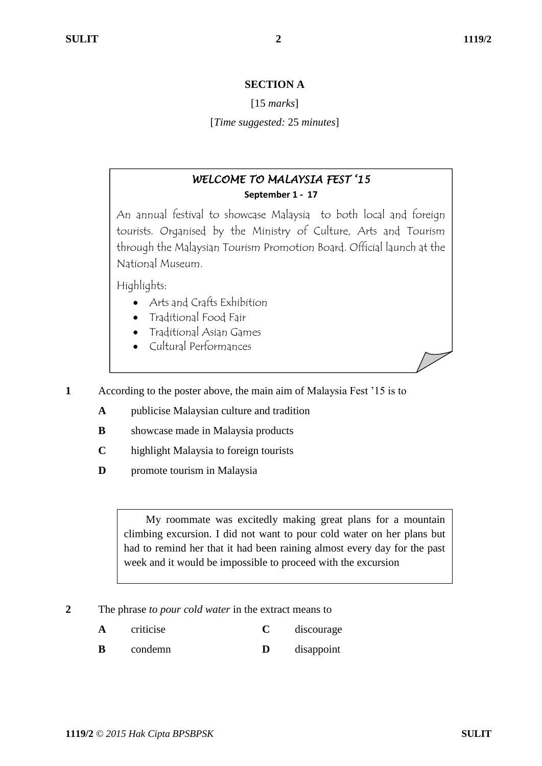## SECTION A

[15 *marks*]

[*Time suggested:* 25 *minutes*]

> ***WELCOME TO MALAYSIA FEST '15***
>
> **September 1 - 17**
>
> An annual festival to showcase Malaysia to both local and foreign tourists. Organised by the Ministry of Culture, Arts and Tourism through the Malaysian Tourism Promotion Board. Official launch at the National Museum.
>
> Highlights:
>
> - Arts and Crafts Exhibition
> - Traditional Food Fair
> - Traditional Asian Games
> - Cultural Performances

**1** According to the poster above, the main aim of Malaysia Fest '15 is to

- **A** publicise Malaysian culture and tradition
- **B** showcase made in Malaysia products
- **C** highlight Malaysia to foreign tourists
- **D** promote tourism in Malaysia

> My roommate was excitedly making great plans for a mountain climbing excursion. I did not want to pour cold water on her plans but had to remind her that it had been raining almost every day for the past week and it would be impossible to proceed with the excursion

**2** The phrase *to pour cold water* in the extract means to

- **A** criticise
- **B** condemn
- **C** discourage
- **D** disappoint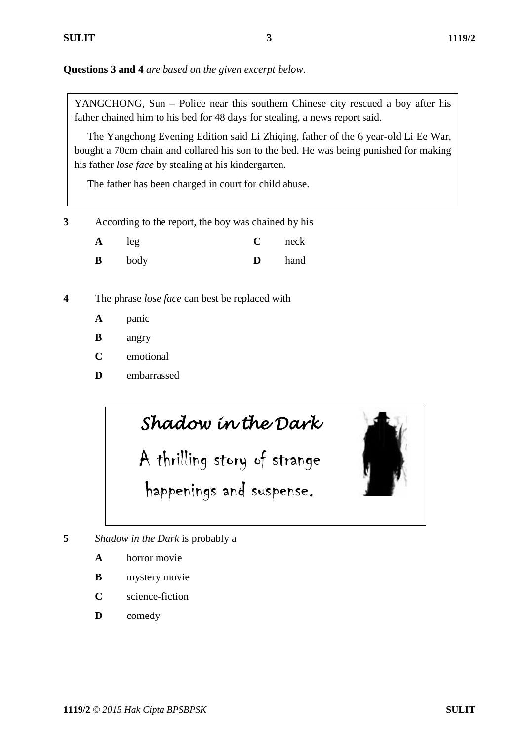**Questions 3 and 4** *are based on the given excerpt below*.

> YANGCHONG, Sun – Police near this southern Chinese city rescued a boy after his father chained him to his bed for 48 days for stealing, a news report said.
>
> The Yangchong Evening Edition said Li Zhiqing, father of the 6 year-old Li Ee War, bought a 70cm chain and collared his son to the bed. He was being punished for making his father *lose face* by stealing at his kindergarten.
>
> The father has been charged in court for child abuse.

**3** According to the report, the boy was chained by his

**A** leg  
**B** body  
**C** neck  
**D** hand

**4** The phrase *lose face* can best be replaced with

**A** panic  
**B** angry  
**C** emotional  
**D** embarrassed

> *Shadow in the Dark*
>
> A thrilling story of strange happenings and suspense.

**5** *Shadow in the Dark* is probably a

**A** horror movie  
**B** mystery movie  
**C** science-fiction  
**D** comedy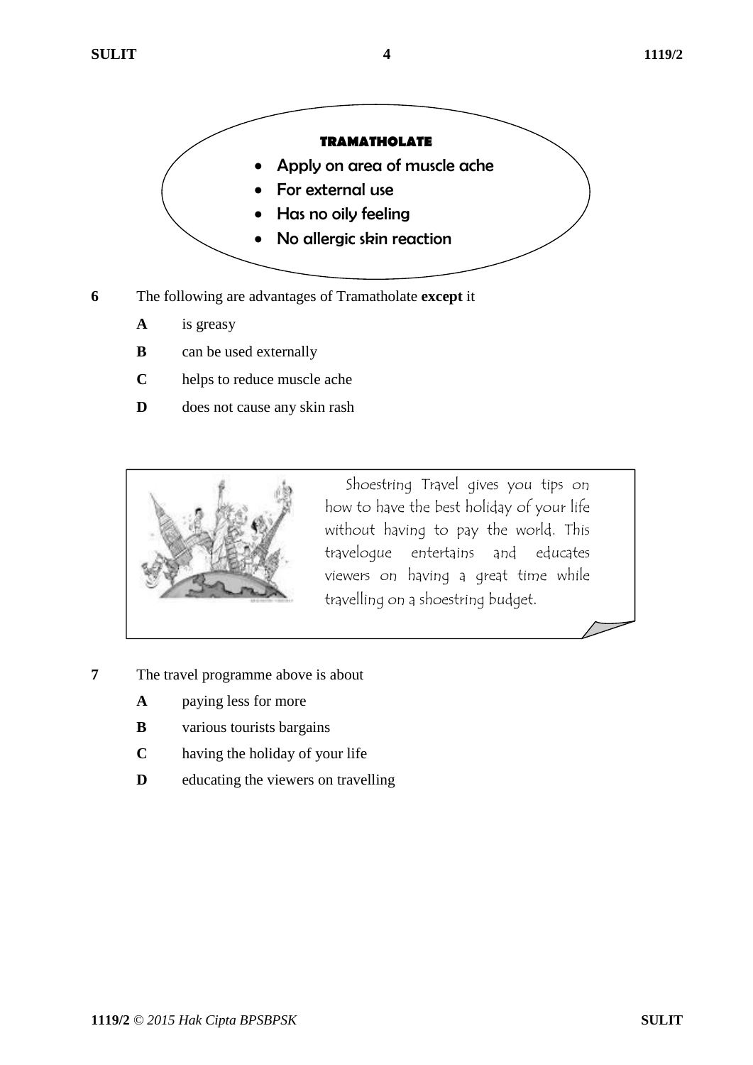**TRAMATHOLATE**

- Apply on area of muscle ache
- For external use
- Has no oily feeling
- No allergic skin reaction

**6** The following are advantages of Tramatholate **except** it

**A** is greasy

**B** can be used externally

**C** helps to reduce muscle ache

**D** does not cause any skin rash

Shoestring Travel gives you tips on how to have the best holiday of your life without having to pay the world. This travelogue entertains and educates viewers on having a great time while travelling on a shoestring budget.

**7** The travel programme above is about

**A** paying less for more

**B** various tourists bargains

**C** having the holiday of your life

**D** educating the viewers on travelling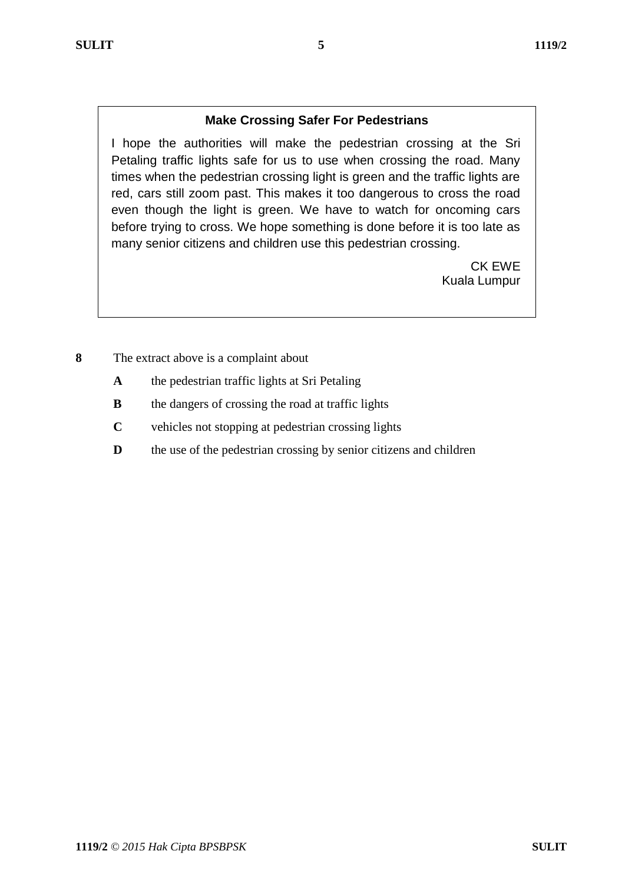**Make Crossing Safer For Pedestrians**

I hope the authorities will make the pedestrian crossing at the Sri Petaling traffic lights safe for us to use when crossing the road. Many times when the pedestrian crossing light is green and the traffic lights are red, cars still zoom past. This makes it too dangerous to cross the road even though the light is green. We have to watch for oncoming cars before trying to cross. We hope something is done before it is too late as many senior citizens and children use this pedestrian crossing.

CK EWE
Kuala Lumpur

**8** The extract above is a complaint about

**A** the pedestrian traffic lights at Sri Petaling

**B** the dangers of crossing the road at traffic lights

**C** vehicles not stopping at pedestrian crossing lights

**D** the use of the pedestrian crossing by senior citizens and children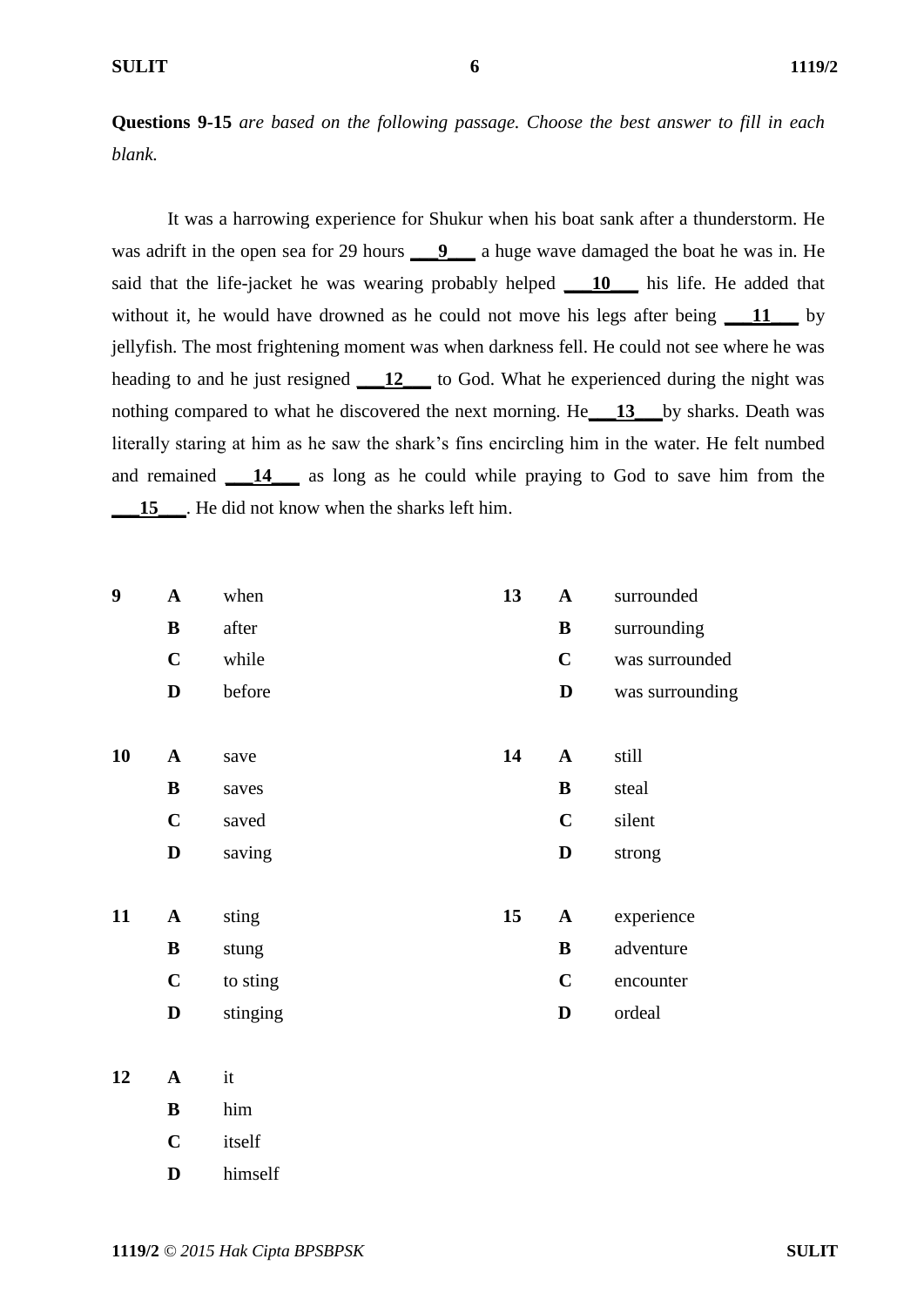**Questions 9-15** *are based on the following passage. Choose the best answer to fill in each blank.*

It was a harrowing experience for Shukur when his boat sank after a thunderstorm. He was adrift in the open sea for 29 hours ___**9**___ a huge wave damaged the boat he was in. He said that the life-jacket he was wearing probably helped ___**10**___ his life. He added that without it, he would have drowned as he could not move his legs after being ___**11**___ by jellyfish. The most frightening moment was when darkness fell. He could not see where he was heading to and he just resigned ___**12**___ to God. What he experienced during the night was nothing compared to what he discovered the next morning. He___**13**___by sharks. Death was literally staring at him as he saw the shark's fins encircling him in the water. He felt numbed and remained ___**14**___ as long as he could while praying to God to save him from the ___**15**___. He did not know when the sharks left him.

**9**
- **A** when
- **B** after
- **C** while
- **D** before

**10**
- **A** save
- **B** saves
- **C** saved
- **D** saving

**11**
- **A** sting
- **B** stung
- **C** to sting
- **D** stinging

**12**
- **A** it
- **B** him
- **C** itself
- **D** himself

**13**
- **A** surrounded
- **B** surrounding
- **C** was surrounded
- **D** was surrounding

**14**
- **A** still
- **B** steal
- **C** silent
- **D** strong

**15**
- **A** experience
- **B** adventure
- **C** encounter
- **D** ordeal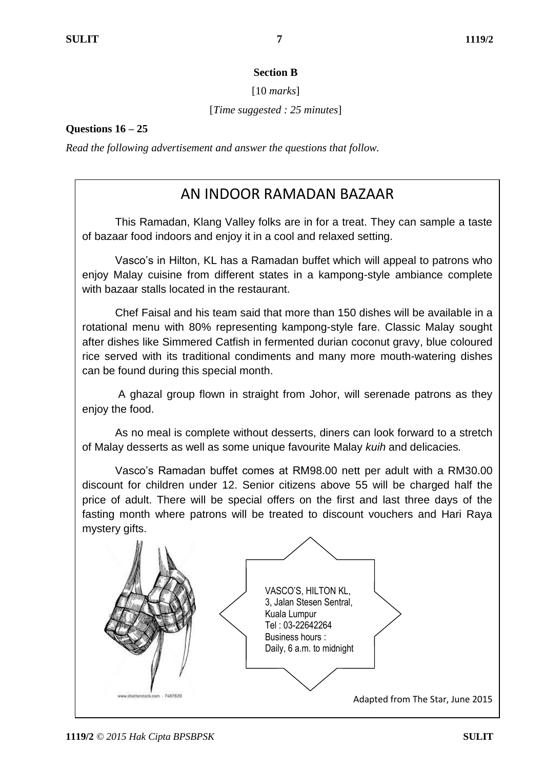**Section B**

[10 *marks*]

[*Time suggested : 25 minutes*]

**Questions 16 – 25**

*Read the following advertisement and answer the questions that follow.*

## AN INDOOR RAMADAN BAZAAR

This Ramadan, Klang Valley folks are in for a treat. They can sample a taste of bazaar food indoors and enjoy it in a cool and relaxed setting.

Vasco's in Hilton, KL has a Ramadan buffet which will appeal to patrons who enjoy Malay cuisine from different states in a kampong-style ambiance complete with bazaar stalls located in the restaurant.

Chef Faisal and his team said that more than 150 dishes will be available in a rotational menu with 80% representing kampong-style fare. Classic Malay sought after dishes like Simmered Catfish in fermented durian coconut gravy, blue coloured rice served with its traditional condiments and many more mouth-watering dishes can be found during this special month.

A ghazal group flown in straight from Johor, will serenade patrons as they enjoy the food.

As no meal is complete without desserts, diners can look forward to a stretch of Malay desserts as well as some unique favourite Malay *kuih* and delicacies.

Vasco's Ramadan buffet comes at RM98.00 nett per adult with a RM30.00 discount for children under 12. Senior citizens above 55 will be charged half the price of adult. There will be special offers on the first and last three days of the fasting month where patrons will be treated to discount vouchers and Hari Raya mystery gifts.

VASCO'S, HILTON KL,
3, Jalan Stesen Sentral,
Kuala Lumpur
Tel : 03-22642264
Business hours :
Daily, 6 a.m. to midnight

Adapted from The Star, June 2015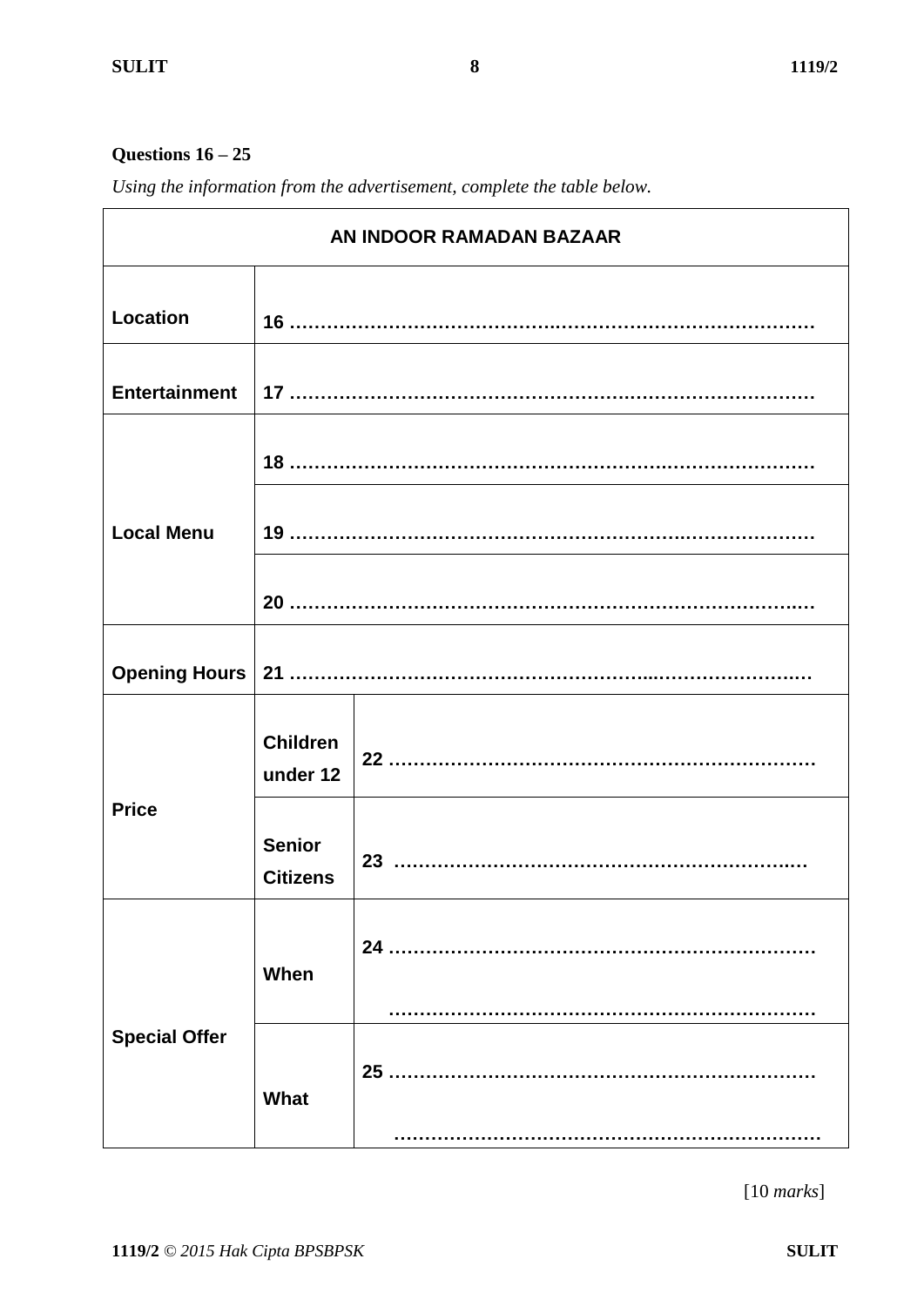**Questions 16 – 25**

*Using the information from the advertisement, complete the table below.*

| AN INDOOR RAMADAN BAZAAR | | |
|---|---|---|
| **Location** | **16** ………………………………………………………………………… | |
| **Entertainment** | **17** ………………………………………………………………………… | |
| **Local Menu** | **18** ………………………………………………………………………… | |
| | **19** ………………………………………………………………………… | |
| | **20** ………………………………………………………………………… | |
| **Opening Hours** | **21** ………………………………………………………………………… | |
| **Price** | **Children under 12** | **22** ……………………………………………………………… |
| | **Senior Citizens** | **23** ……………………………………………………………… |
| **Special Offer** | **When** | **24** ……………………………………………………………… ……………………………………………………………… |
| | **What** | **25** ……………………………………………………………… ……………………………………………………………… |

[10 *marks*]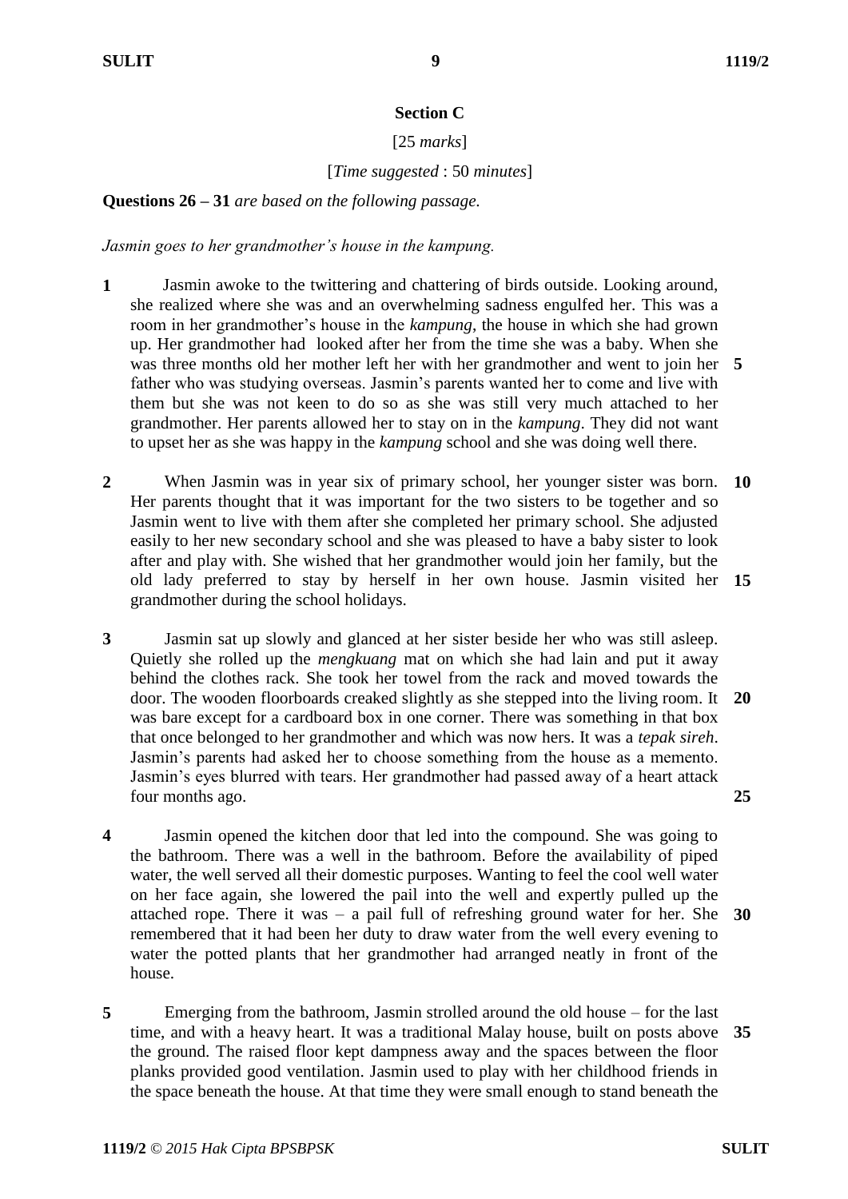## Section C

[25 *marks*]

[*Time suggested* : 50 *minutes*]

**Questions 26 – 31** *are based on the following passage.*

*Jasmin goes to her grandmother's house in the kampung.*

**1** Jasmin awoke to the twittering and chattering of birds outside. Looking around, she realized where she was and an overwhelming sadness engulfed her. This was a room in her grandmother's house in the *kampung*, the house in which she had grown up. Her grandmother had looked after her from the time she was a baby. When she was three months old her mother left her with her grandmother and went to join her **5** father who was studying overseas. Jasmin's parents wanted her to come and live with them but she was not keen to do so as she was still very much attached to her grandmother. Her parents allowed her to stay on in the *kampung*. They did not want to upset her as she was happy in the *kampung* school and she was doing well there.

**2** When Jasmin was in year six of primary school, her younger sister was born. **10** Her parents thought that it was important for the two sisters to be together and so Jasmin went to live with them after she completed her primary school. She adjusted easily to her new secondary school and she was pleased to have a baby sister to look after and play with. She wished that her grandmother would join her family, but the old lady preferred to stay by herself in her own house. Jasmin visited her **15** grandmother during the school holidays.

**3** Jasmin sat up slowly and glanced at her sister beside her who was still asleep. Quietly she rolled up the *mengkuang* mat on which she had lain and put it away behind the clothes rack. She took her towel from the rack and moved towards the door. The wooden floorboards creaked slightly as she stepped into the living room. It **20** was bare except for a cardboard box in one corner. There was something in that box that once belonged to her grandmother and which was now hers. It was a *tepak sireh*. Jasmin's parents had asked her to choose something from the house as a memento. Jasmin's eyes blurred with tears. Her grandmother had passed away of a heart attack four months ago. **25**

**4** Jasmin opened the kitchen door that led into the compound. She was going to the bathroom. There was a well in the bathroom. Before the availability of piped water, the well served all their domestic purposes. Wanting to feel the cool well water on her face again, she lowered the pail into the well and expertly pulled up the attached rope. There it was – a pail full of refreshing ground water for her. She **30** remembered that it had been her duty to draw water from the well every evening to water the potted plants that her grandmother had arranged neatly in front of the house.

**5** Emerging from the bathroom, Jasmin strolled around the old house – for the last time, and with a heavy heart. It was a traditional Malay house, built on posts above **35** the ground. The raised floor kept dampness away and the spaces between the floor planks provided good ventilation. Jasmin used to play with her childhood friends in the space beneath the house. At that time they were small enough to stand beneath the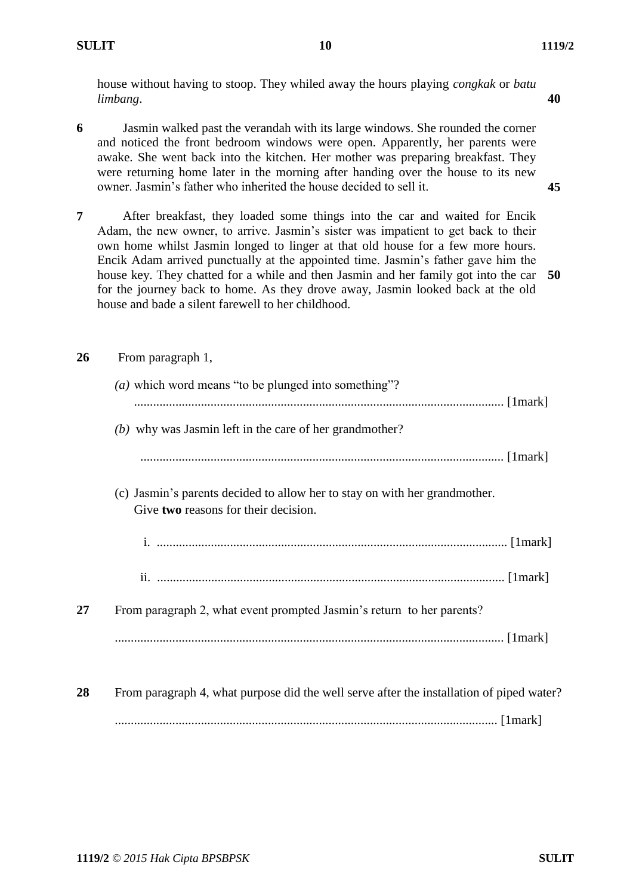house without having to stoop. They whiled away the hours playing *congkak* or *batu limbang*. **40**

**6** Jasmin walked past the verandah with its large windows. She rounded the corner and noticed the front bedroom windows were open. Apparently, her parents were awake. She went back into the kitchen. Her mother was preparing breakfast. They were returning home later in the morning after handing over the house to its new owner. Jasmin's father who inherited the house decided to sell it. **45**

**7** After breakfast, they loaded some things into the car and waited for Encik Adam, the new owner, to arrive. Jasmin's sister was impatient to get back to their own home whilst Jasmin longed to linger at that old house for a few more hours. Encik Adam arrived punctually at the appointed time. Jasmin's father gave him the house key. They chatted for a while and then Jasmin and her family got into the car **50** for the journey back to home. As they drove away, Jasmin looked back at the old house and bade a silent farewell to her childhood.

**26** From paragraph 1,

*(a)* which word means "to be plunged into something"?

........................................................................................................ [1mark]

*(b)* why was Jasmin left in the care of her grandmother?

........................................................................................................ [1mark]

(c) Jasmin's parents decided to allow her to stay on with her grandmother. Give **two** reasons for their decision.

i. ............................................................................................................ [1mark]

ii. ............................................................................................................ [1mark]

**27** From paragraph 2, what event prompted Jasmin's return to her parents?

........................................................................................................................ [1mark]

**28** From paragraph 4, what purpose did the well serve after the installation of piped water?

........................................................................................................................ [1mark]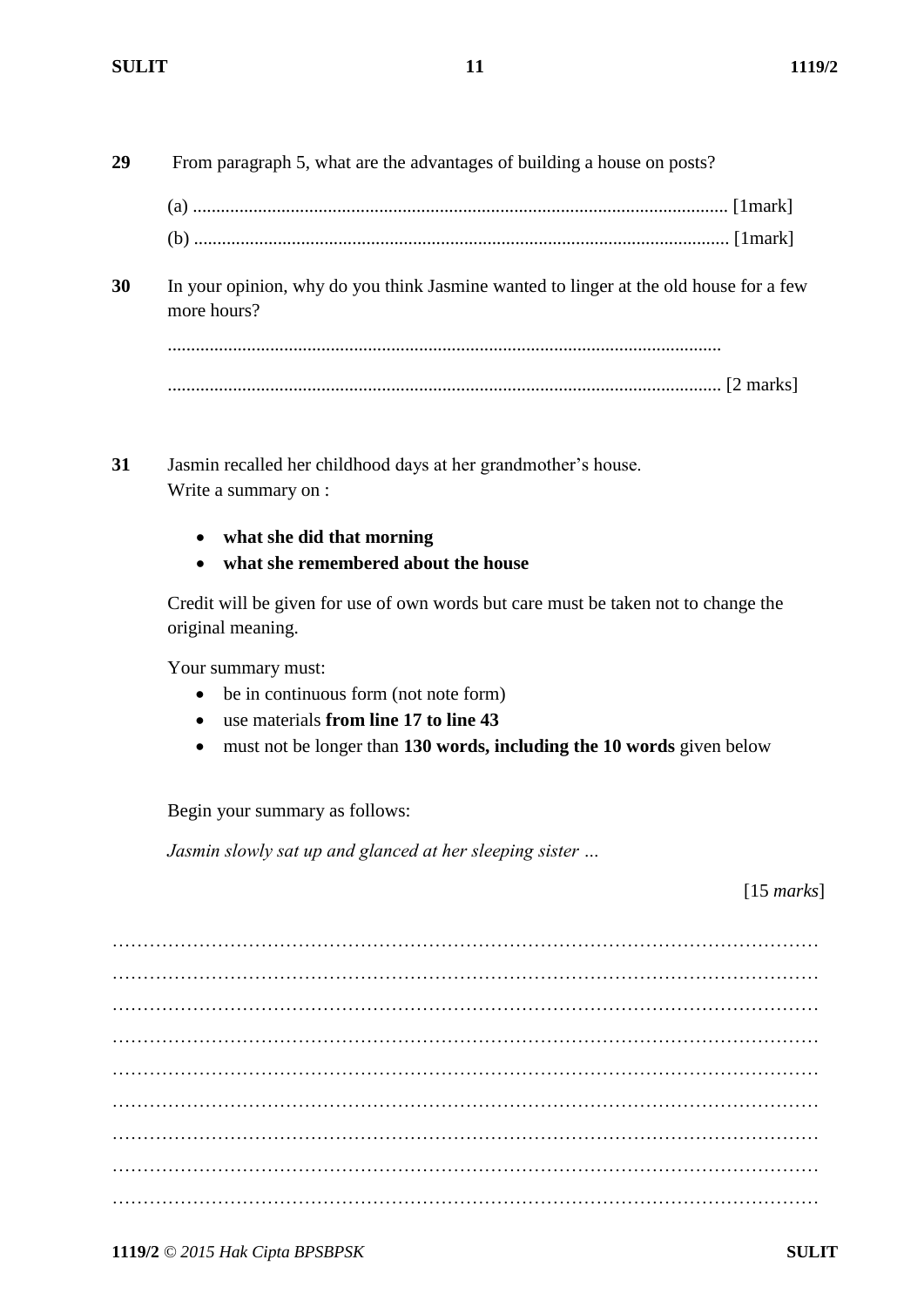**29** From paragraph 5, what are the advantages of building a house on posts?

(a) .................................................................................................................. [1mark]

(b) .................................................................................................................. [1mark]

**30** In your opinion, why do you think Jasmine wanted to linger at the old house for a few more hours?

......................................................................................................................

...................................................................................................................... [2 marks]

**31** Jasmin recalled her childhood days at her grandmother's house.
Write a summary on :

- **what she did that morning**
- **what she remembered about the house**

Credit will be given for use of own words but care must be taken not to change the original meaning.

Your summary must:

- be in continuous form (not note form)
- use materials **from line 17 to line 43**
- must not be longer than **130 words, including the 10 words** given below

Begin your summary as follows:

*Jasmin slowly sat up and glanced at her sleeping sister …*

[15 *marks*]

………………………………………………………………………………………………………
………………………………………………………………………………………………………
………………………………………………………………………………………………………
………………………………………………………………………………………………………
………………………………………………………………………………………………………
………………………………………………………………………………………………………
………………………………………………………………………………………………………
………………………………………………………………………………………………………
………………………………………………………………………………………………………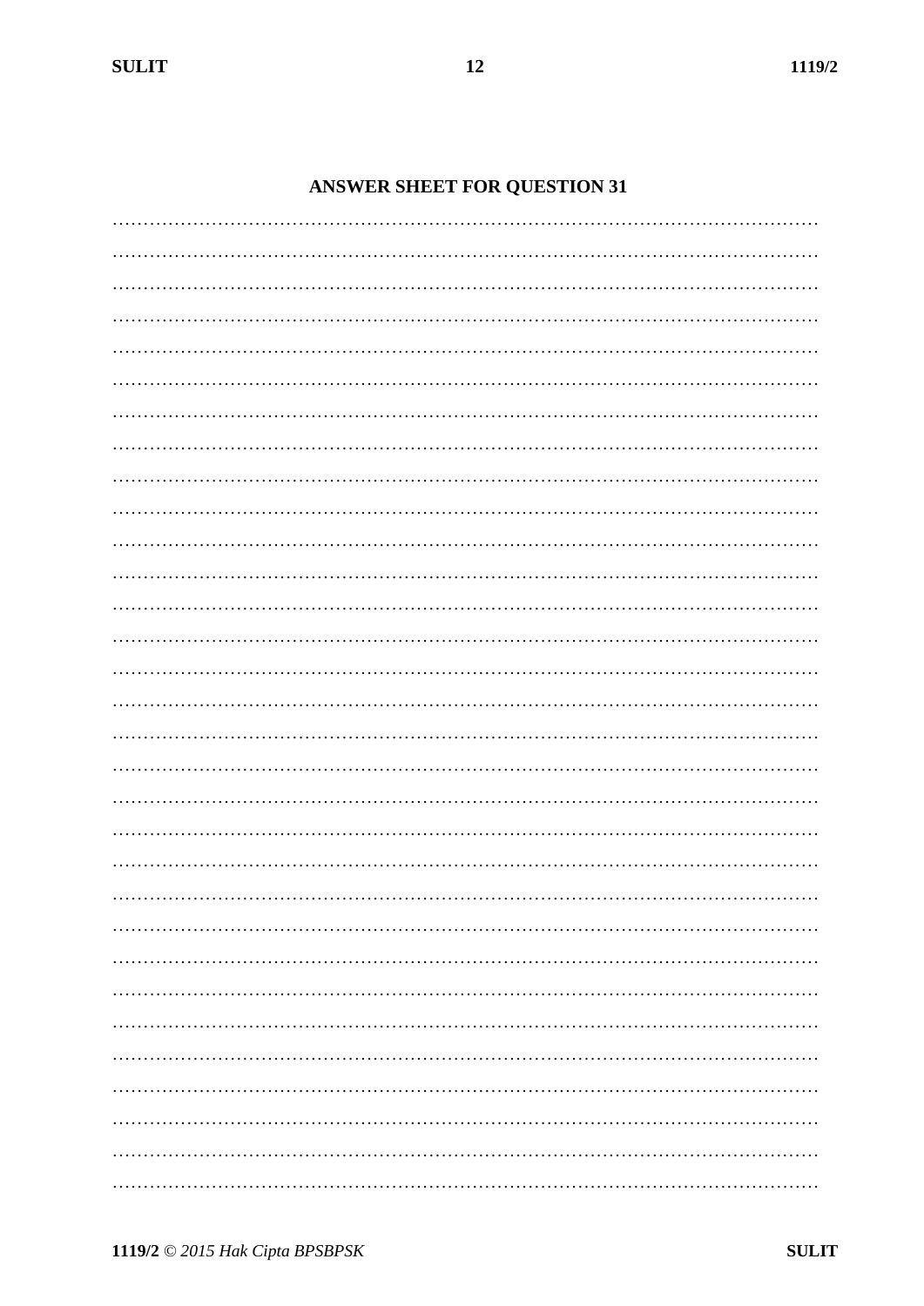## ANSWER SHEET FOR QUESTION 31

…………………………………………………………………………………………………

…………………………………………………………………………………………………

…………………………………………………………………………………………………

…………………………………………………………………………………………………

…………………………………………………………………………………………………

…………………………………………………………………………………………………

…………………………………………………………………………………………………

…………………………………………………………………………………………………

…………………………………………………………………………………………………

…………………………………………………………………………………………………

…………………………………………………………………………………………………

…………………………………………………………………………………………………

…………………………………………………………………………………………………

…………………………………………………………………………………………………

…………………………………………………………………………………………………

…………………………………………………………………………………………………

…………………………………………………………………………………………………

…………………………………………………………………………………………………

…………………………………………………………………………………………………

…………………………………………………………………………………………………

…………………………………………………………………………………………………

…………………………………………………………………………………………………

…………………………………………………………………………………………………

…………………………………………………………………………………………………

…………………………………………………………………………………………………

…………………………………………………………………………………………………

…………………………………………………………………………………………………

…………………………………………………………………………………………………

…………………………………………………………………………………………………

…………………………………………………………………………………………………

…………………………………………………………………………………………………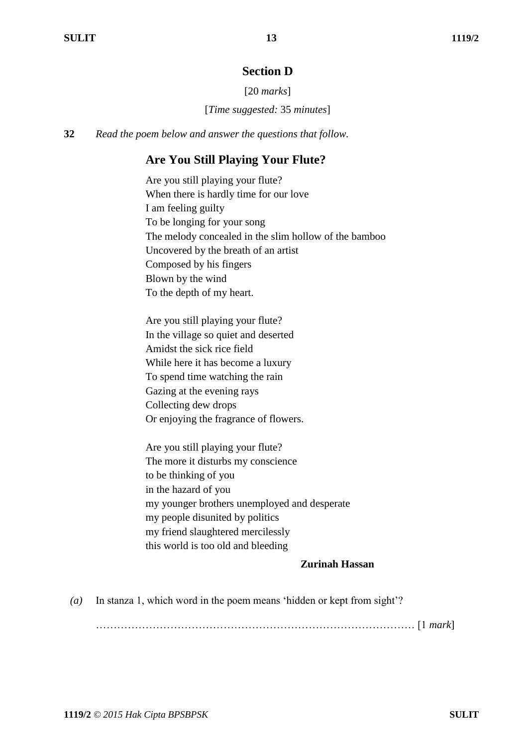## Section D

[20 *marks*]

[*Time suggested:* 35 *minutes*]

**32** *Read the poem below and answer the questions that follow.*

### Are You Still Playing Your Flute?

Are you still playing your flute?  
When there is hardly time for our love  
I am feeling guilty  
To be longing for your song  
The melody concealed in the slim hollow of the bamboo  
Uncovered by the breath of an artist  
Composed by his fingers  
Blown by the wind  
To the depth of my heart.

Are you still playing your flute?  
In the village so quiet and deserted  
Amidst the sick rice field  
While here it has become a luxury  
To spend time watching the rain  
Gazing at the evening rays  
Collecting dew drops  
Or enjoying the fragrance of flowers.

Are you still playing your flute?  
The more it disturbs my conscience  
to be thinking of you  
in the hazard of you  
my younger brothers unemployed and desperate  
my people disunited by politics  
my friend slaughtered mercilessly  
this world is too old and bleeding

**Zurinah Hassan**

*(a)* In stanza 1, which word in the poem means 'hidden or kept from sight'?

……………………………………………………………………………… [1 *mark*]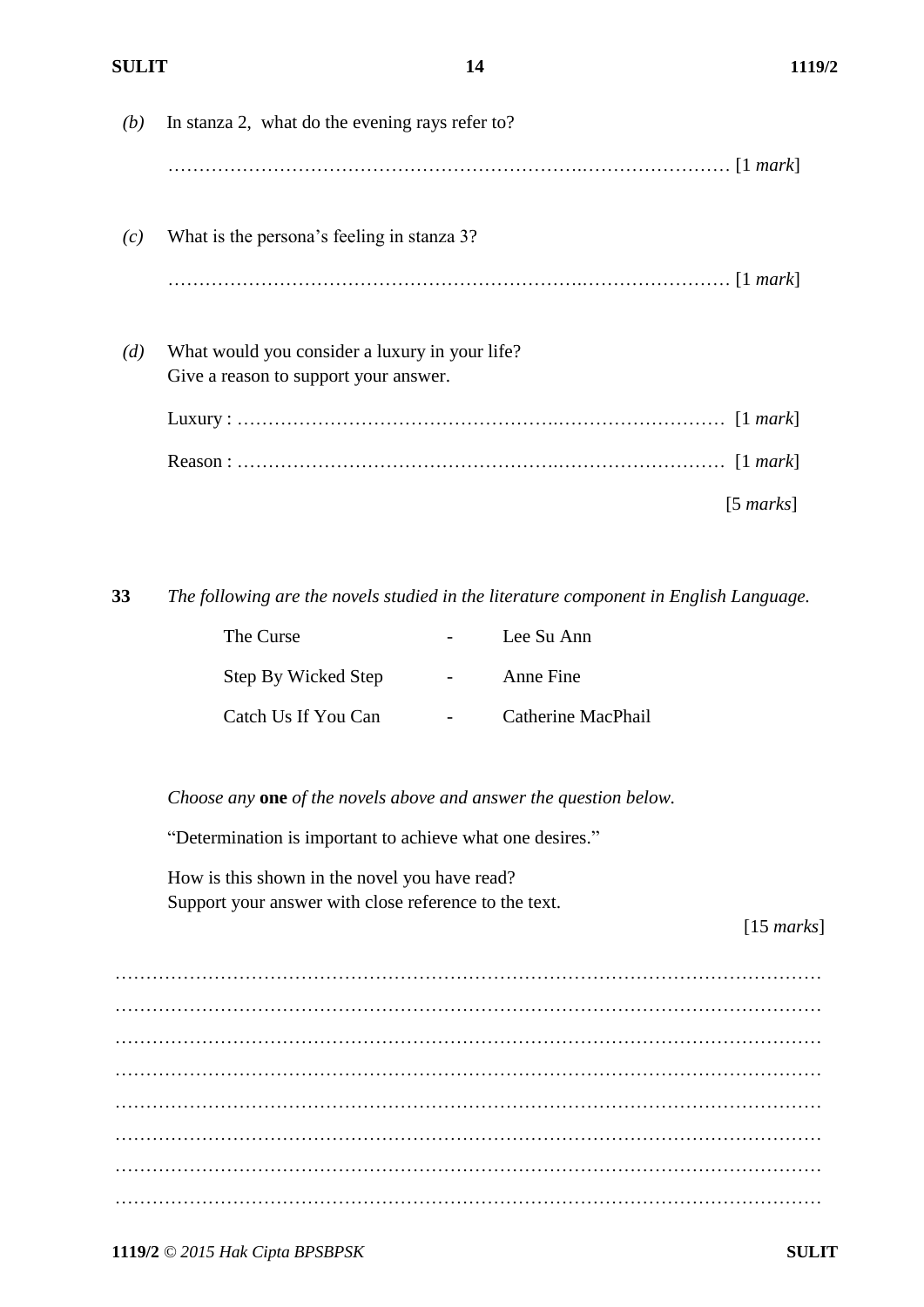*(b)* In stanza 2, what do the evening rays refer to?

…………………………………………………………………………………… [1 *mark*]

*(c)* What is the persona's feeling in stanza 3?

…………………………………………………………………………………… [1 *mark*]

*(d)* What would you consider a luxury in your life?
Give a reason to support your answer.

Luxury : …………………………………………………………………………… [1 *mark*]

Reason : …………………………………………………………………………… [1 *mark*]

[5 *marks*]

**33** *The following are the novels studied in the literature component in English Language.*

| | | |
|---|---|---|
| The Curse | - | Lee Su Ann |
| Step By Wicked Step | - | Anne Fine |
| Catch Us If You Can | - | Catherine MacPhail |

*Choose any* **one** *of the novels above and answer the question below.*

"Determination is important to achieve what one desires."

How is this shown in the novel you have read?
Support your answer with close reference to the text.

[15 *marks*]

……………………………………………………………………………………………………

……………………………………………………………………………………………………

……………………………………………………………………………………………………

……………………………………………………………………………………………………

……………………………………………………………………………………………………

……………………………………………………………………………………………………

……………………………………………………………………………………………………

……………………………………………………………………………………………………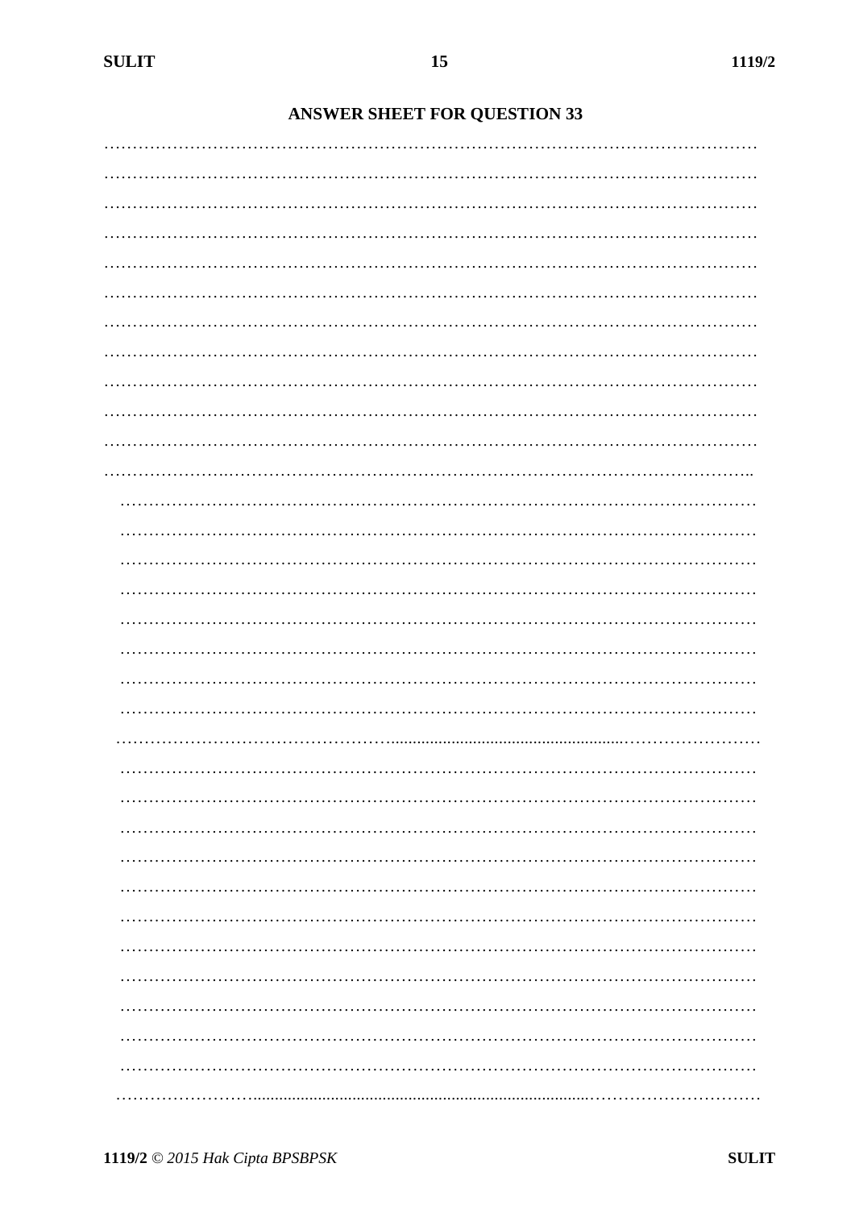**ANSWER SHEET FOR QUESTION 33**

…………………………………………………………………………………………………

…………………………………………………………………………………………………

…………………………………………………………………………………………………

…………………………………………………………………………………………………

…………………………………………………………………………………………………

…………………………………………………………………………………………………

…………………………………………………………………………………………………

…………………………………………………………………………………………………

…………………………………………………………………………………………………

…………………………………………………………………………………………………

…………………………………………………………………………………………………

…………………………………………………………………………………………………

…………………………………………………………………………………………………

…………………………………………………………………………………………………

…………………………………………………………………………………………………

…………………………………………………………………………………………………

…………………………………………………………………………………………………

…………………………………………………………………………………………………

…………………………………………………………………………………………………

…………………………………………………………………………………………………

…………………………………………………………………………………………………

…………………………………………………………………………………………………

…………………………………………………………………………………………………

…………………………………………………………………………………………………

…………………………………………………………………………………………………

…………………………………………………………………………………………………

…………………………………………………………………………………………………

…………………………………………………………………………………………………

…………………………………………………………………………………………………

…………………………………………………………………………………………………

…………………………………………………………………………………………………

…………………………………………………………………………………………………

…………………………………………………………………………………………………

…………………………………………………………………………………………………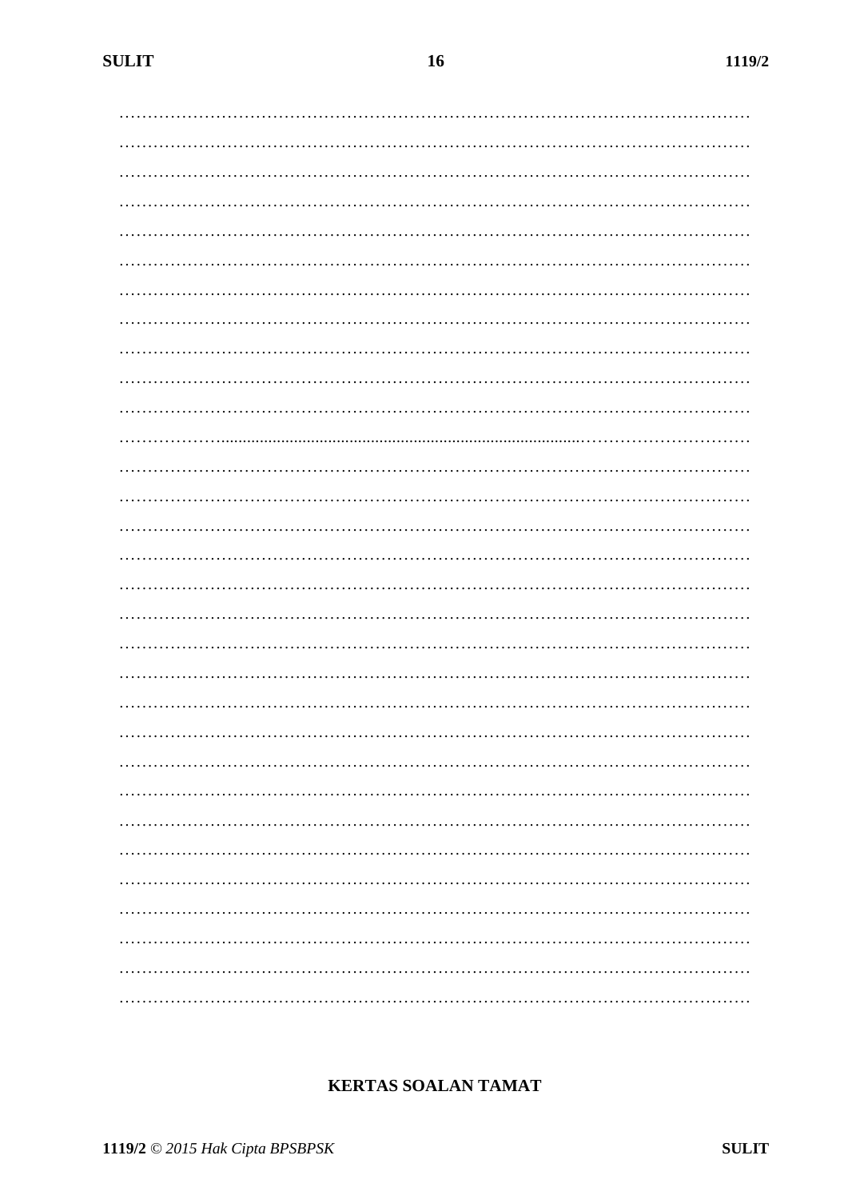**KERTAS SOALAN TAMAT**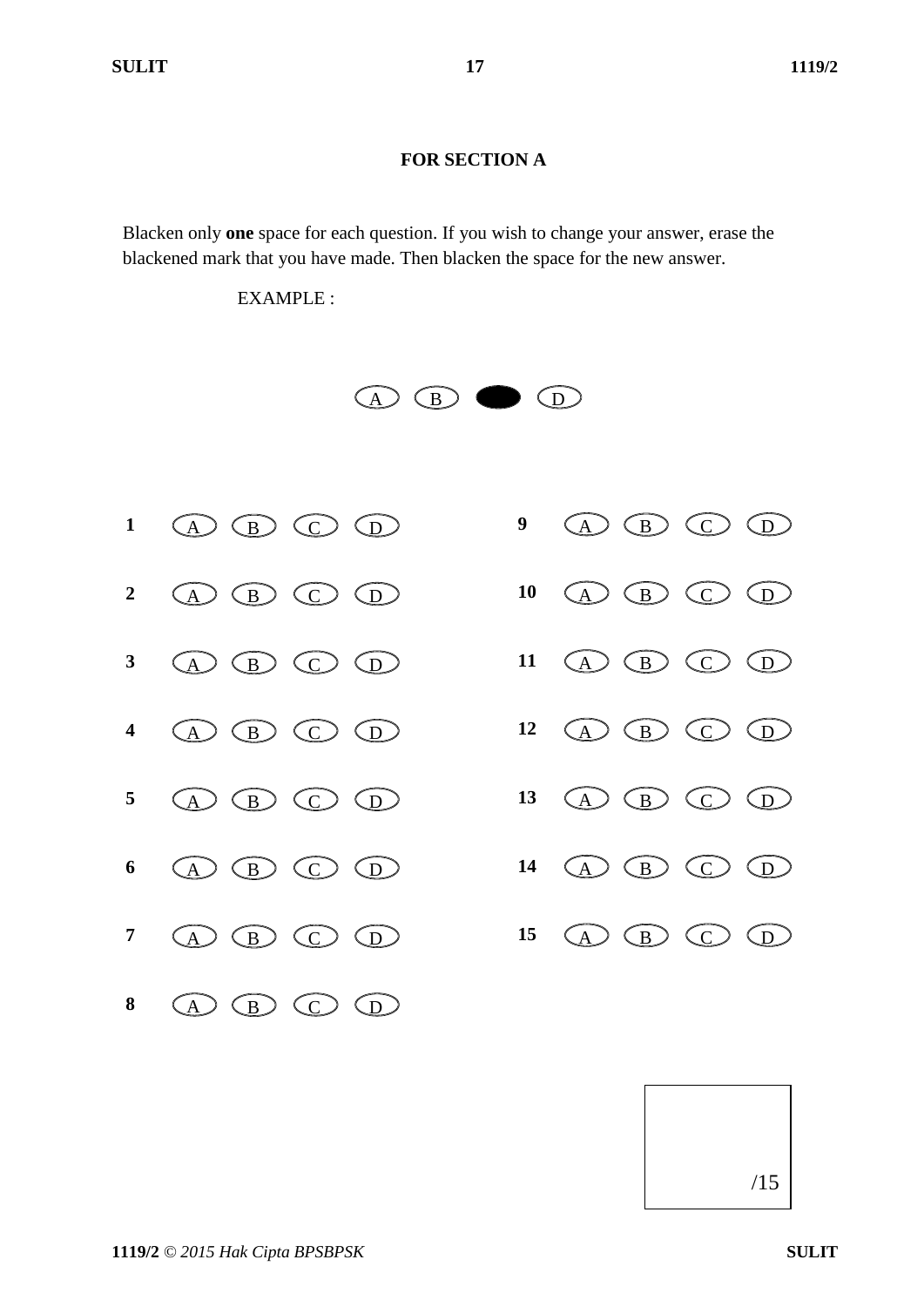## FOR SECTION A

Blacken only **one** space for each question. If you wish to change your answer, erase the blackened mark that you have made. Then blacken the space for the new answer.

EXAMPLE :

(A) (B) ● (D)

| | | | | | | | | | |
|---|---|---|---|---|---|---|---|---|---|
| **1** | (A) | (B) | (C) | (D) | **9** | (A) | (B) | (C) | (D) |
| **2** | (A) | (B) | (C) | (D) | **10** | (A) | (B) | (C) | (D) |
| **3** | (A) | (B) | (C) | (D) | **11** | (A) | (B) | (C) | (D) |
| **4** | (A) | (B) | (C) | (D) | **12** | (A) | (B) | (C) | (D) |
| **5** | (A) | (B) | (C) | (D) | **13** | (A) | (B) | (C) | (D) |
| **6** | (A) | (B) | (C) | (D) | **14** | (A) | (B) | (C) | (D) |
| **7** | (A) | (B) | (C) | (D) | **15** | (A) | (B) | (C) | (D) |
| **8** | (A) | (B) | (C) | (D) | | | | | |

/15